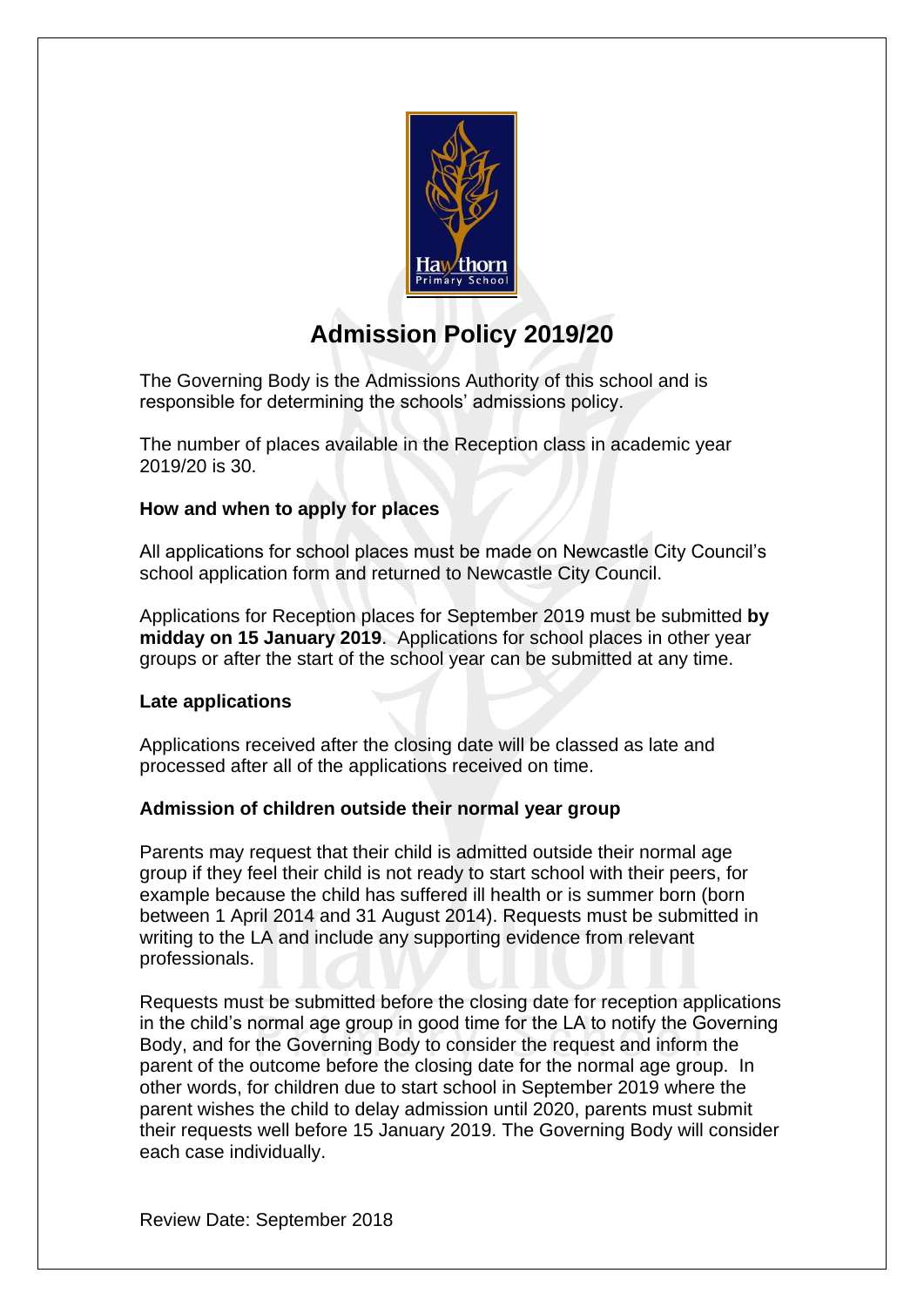# Admission Policy 2019/20

The Governing Body is the Admissions Authority of this school and is responsible for determining the schools' admissions policy.

The number of places available in the Reception class in academic year 2019/20 is 30.

### How and when to apply for places

All applications for school places must be made on Newcastle City Council's school application form and returned to Newcastle City Council.

Applications for Reception places for September 2019 must be submitted **by midday on 15 January 2019**. Applications for school places in other year groups or after the start of the school year can be submitted at any time.

### Late applications

Applications received after the closing date will be classed as late and processed after all of the applications received on time.

### Admission of children outside their normal year group

Parents may request that their child is admitted outside their normal age group if they feel their child is not ready to start school with their peers, for example because the child has suffered ill health or is summer born (born between 1 April 2014 and 31 August 2014). Requests must be submitted in writing to the LA and include any supporting evidence from relevant professionals.

Requests must be submitted before the closing date for reception applications in the child's normal age group in good time for the LA to notify the Governing Body, and for the Governing Body to consider the request and inform the parent of the outcome before the closing date for the normal age group. In other words, for children due to start school in September 2019 where the parent wishes the child to delay admission until 2020, parents must submit their requests well before 15 January 2019. The Governing Body will consider each case individually.

Review Date: September 2018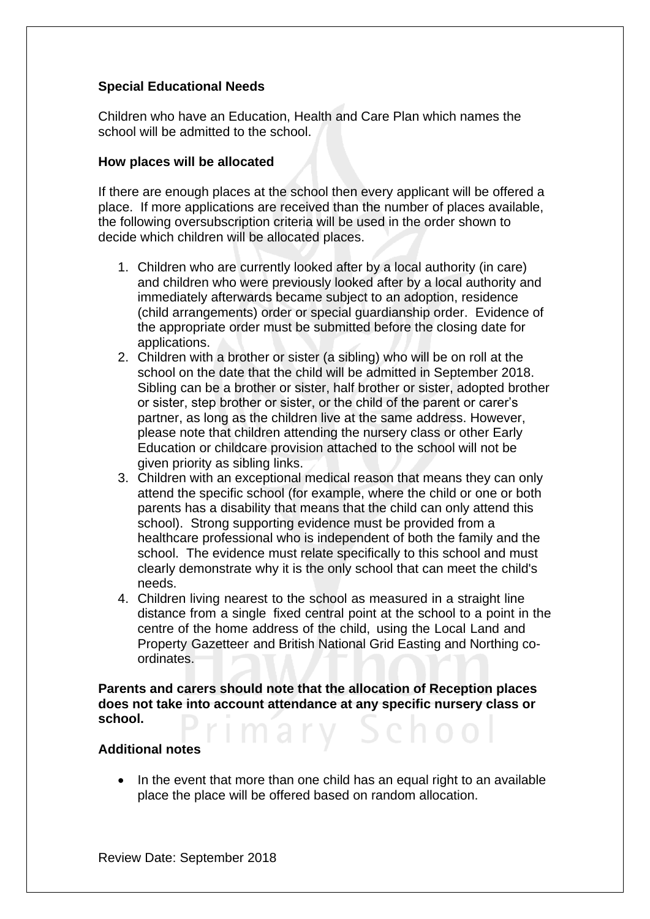**Special Educational Needs**

Children who have an Education, Health and Care Plan which names the school will be admitted to the school.

**How places will be allocated**

If there are enough places at the school then every applicant will be offered a place. If more applications are received than the number of places available, the following oversubscription criteria will be used in the order shown to decide which children will be allocated places.

1. Children who are currently looked after by a local authority (in care) and children who were previously looked after by a local authority and immediately afterwards became subject to an adoption, residence (child arrangements) order or special guardianship order. Evidence of the appropriate order must be submitted before the closing date for applications.
2. Children with a brother or sister (a sibling) who will be on roll at the school on the date that the child will be admitted in September 2018. Sibling can be a brother or sister, half brother or sister, adopted brother or sister, step brother or sister, or the child of the parent or carer's partner, as long as the children live at the same address. However, please note that children attending the nursery class or other Early Education or childcare provision attached to the school will not be given priority as sibling links.
3. Children with an exceptional medical reason that means they can only attend the specific school (for example, where the child or one or both parents has a disability that means that the child can only attend this school). Strong supporting evidence must be provided from a healthcare professional who is independent of both the family and the school. The evidence must relate specifically to this school and must clearly demonstrate why it is the only school that can meet the child's needs.
4. Children living nearest to the school as measured in a straight line distance from a single fixed central point at the school to a point in the centre of the home address of the child, using the Local Land and Property Gazetteer and British National Grid Easting and Northing co-ordinates.

**Parents and carers should note that the allocation of Reception places does not take into account attendance at any specific nursery class or school.**

**Additional notes**

- In the event that more than one child has an equal right to an available place the place will be offered based on random allocation.

Review Date: September 2018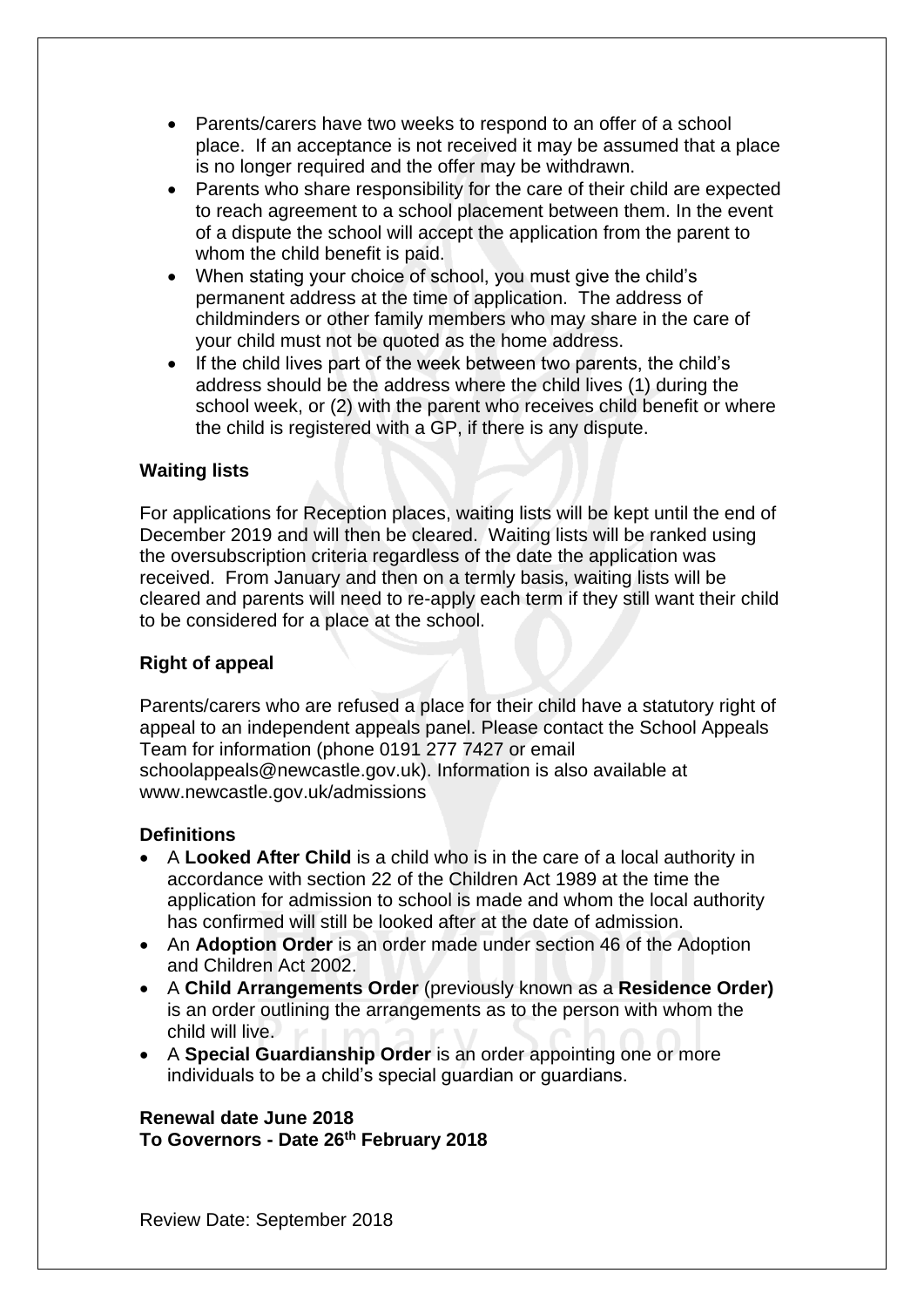- Parents/carers have two weeks to respond to an offer of a school place. If an acceptance is not received it may be assumed that a place is no longer required and the offer may be withdrawn.
- Parents who share responsibility for the care of their child are expected to reach agreement to a school placement between them. In the event of a dispute the school will accept the application from the parent to whom the child benefit is paid.
- When stating your choice of school, you must give the child's permanent address at the time of application. The address of childminders or other family members who may share in the care of your child must not be quoted as the home address.
- If the child lives part of the week between two parents, the child's address should be the address where the child lives (1) during the school week, or (2) with the parent who receives child benefit or where the child is registered with a GP, if there is any dispute.

**Waiting lists**

For applications for Reception places, waiting lists will be kept until the end of December 2019 and will then be cleared. Waiting lists will be ranked using the oversubscription criteria regardless of the date the application was received. From January and then on a termly basis, waiting lists will be cleared and parents will need to re-apply each term if they still want their child to be considered for a place at the school.

**Right of appeal**

Parents/carers who are refused a place for their child have a statutory right of appeal to an independent appeals panel. Please contact the School Appeals Team for information (phone 0191 277 7427 or email schoolappeals@newcastle.gov.uk). Information is also available at www.newcastle.gov.uk/admissions

**Definitions**

- A **Looked After Child** is a child who is in the care of a local authority in accordance with section 22 of the Children Act 1989 at the time the application for admission to school is made and whom the local authority has confirmed will still be looked after at the date of admission.
- An **Adoption Order** is an order made under section 46 of the Adoption and Children Act 2002.
- A **Child Arrangements Order** (previously known as a **Residence Order)** is an order outlining the arrangements as to the person with whom the child will live.
- A **Special Guardianship Order** is an order appointing one or more individuals to be a child's special guardian or guardians.

**Renewal date June 2018**
**To Governors - Date 26th February 2018**

Review Date: September 2018